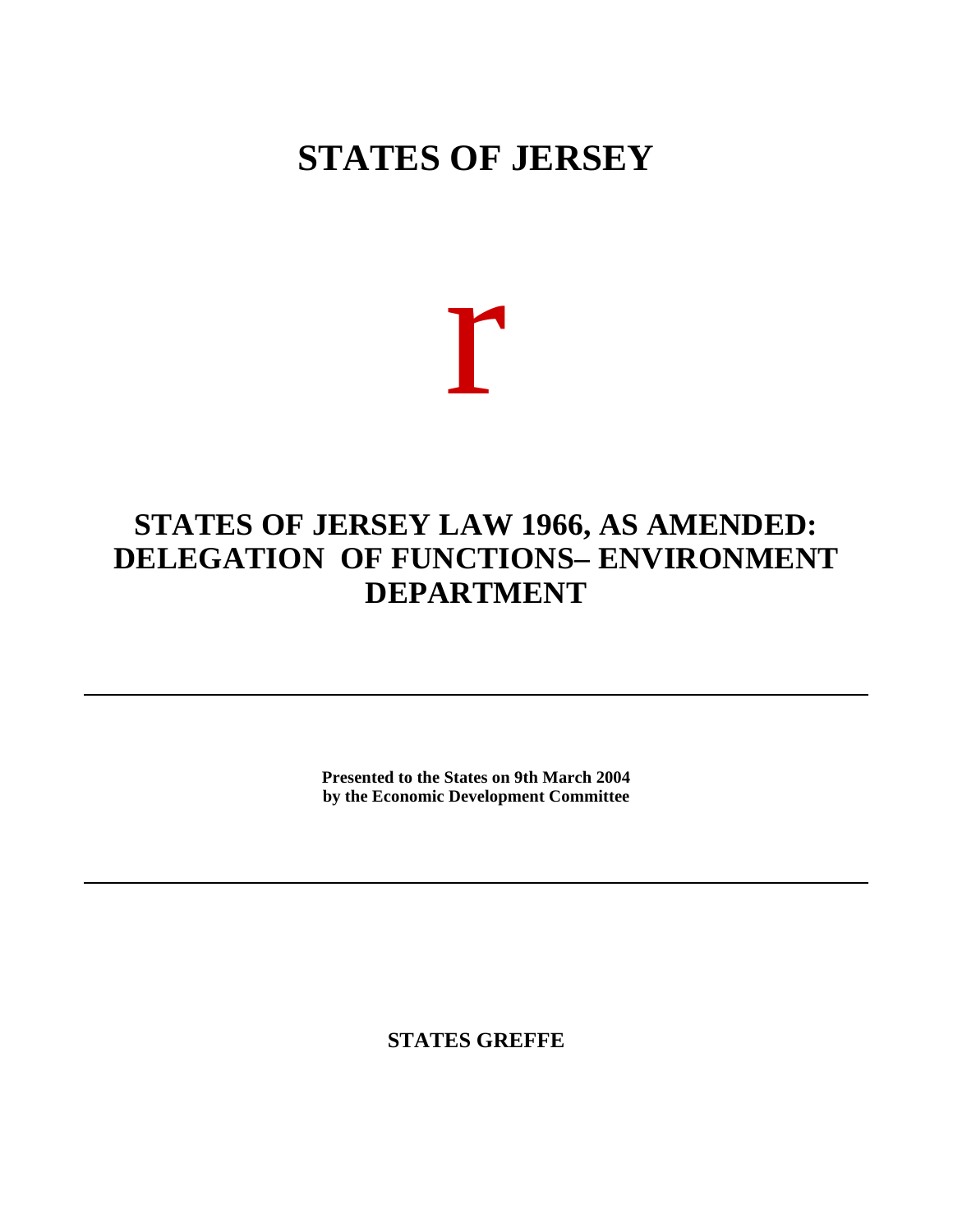# STATES OF JERSEY

r

## STATES OF JERSEY LAW 1966, AS AMENDED: DELEGATION OF FUNCTIONS– ENVIRONMENT DEPARTMENT

---

**Presented to the States on 9th March 2004**
**by the Economic Development Committee**

---

**STATES GREFFE**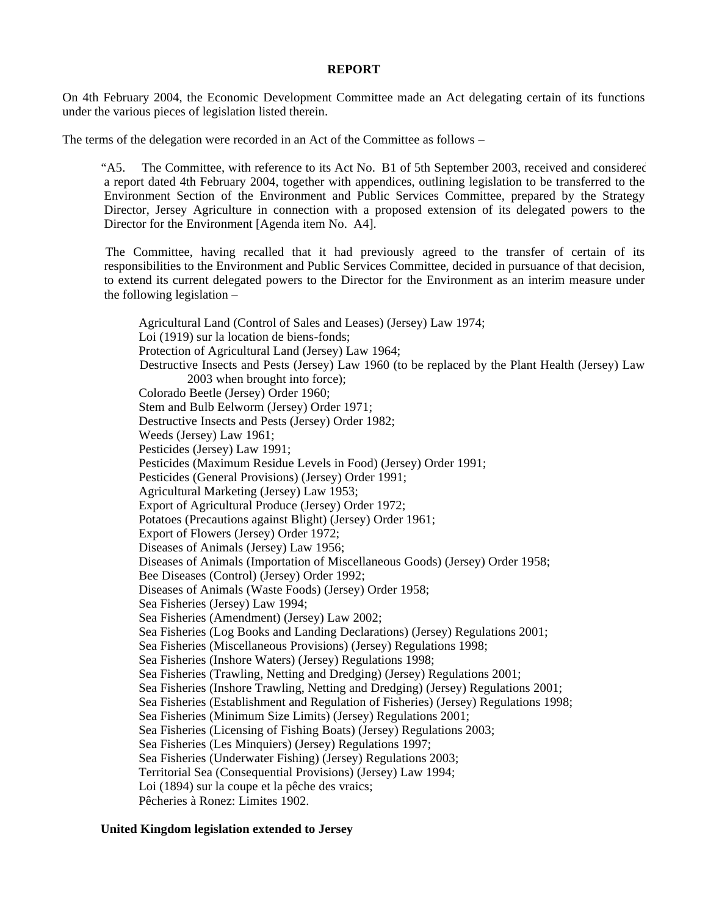**REPORT**

On 4th February 2004, the Economic Development Committee made an Act delegating certain of its functions under the various pieces of legislation listed therein.

The terms of the delegation were recorded in an Act of the Committee as follows –

> "A5. The Committee, with reference to its Act No. B1 of 5th September 2003, received and considered a report dated 4th February 2004, together with appendices, outlining legislation to be transferred to the Environment Section of the Environment and Public Services Committee, prepared by the Strategy Director, Jersey Agriculture in connection with a proposed extension of its delegated powers to the Director for the Environment [Agenda item No. A4].
>
> The Committee, having recalled that it had previously agreed to the transfer of certain of its responsibilities to the Environment and Public Services Committee, decided in pursuance of that decision, to extend its current delegated powers to the Director for the Environment as an interim measure under the following legislation –
>
> Agricultural Land (Control of Sales and Leases) (Jersey) Law 1974;
> Loi (1919) sur la location de biens-fonds;
> Protection of Agricultural Land (Jersey) Law 1964;
> Destructive Insects and Pests (Jersey) Law 1960 (to be replaced by the Plant Health (Jersey) Law 2003 when brought into force);
> Colorado Beetle (Jersey) Order 1960;
> Stem and Bulb Eelworm (Jersey) Order 1971;
> Destructive Insects and Pests (Jersey) Order 1982;
> Weeds (Jersey) Law 1961;
> Pesticides (Jersey) Law 1991;
> Pesticides (Maximum Residue Levels in Food) (Jersey) Order 1991;
> Pesticides (General Provisions) (Jersey) Order 1991;
> Agricultural Marketing (Jersey) Law 1953;
> Export of Agricultural Produce (Jersey) Order 1972;
> Potatoes (Precautions against Blight) (Jersey) Order 1961;
> Export of Flowers (Jersey) Order 1972;
> Diseases of Animals (Jersey) Law 1956;
> Diseases of Animals (Importation of Miscellaneous Goods) (Jersey) Order 1958;
> Bee Diseases (Control) (Jersey) Order 1992;
> Diseases of Animals (Waste Foods) (Jersey) Order 1958;
> Sea Fisheries (Jersey) Law 1994;
> Sea Fisheries (Amendment) (Jersey) Law 2002;
> Sea Fisheries (Log Books and Landing Declarations) (Jersey) Regulations 2001;
> Sea Fisheries (Miscellaneous Provisions) (Jersey) Regulations 1998;
> Sea Fisheries (Inshore Waters) (Jersey) Regulations 1998;
> Sea Fisheries (Trawling, Netting and Dredging) (Jersey) Regulations 2001;
> Sea Fisheries (Inshore Trawling, Netting and Dredging) (Jersey) Regulations 2001;
> Sea Fisheries (Establishment and Regulation of Fisheries) (Jersey) Regulations 1998;
> Sea Fisheries (Minimum Size Limits) (Jersey) Regulations 2001;
> Sea Fisheries (Licensing of Fishing Boats) (Jersey) Regulations 2003;
> Sea Fisheries (Les Minquiers) (Jersey) Regulations 1997;
> Sea Fisheries (Underwater Fishing) (Jersey) Regulations 2003;
> Territorial Sea (Consequential Provisions) (Jersey) Law 1994;
> Loi (1894) sur la coupe et la pêche des vraics;
> Pêcheries à Ronez: Limites 1902.
>
> **United Kingdom legislation extended to Jersey**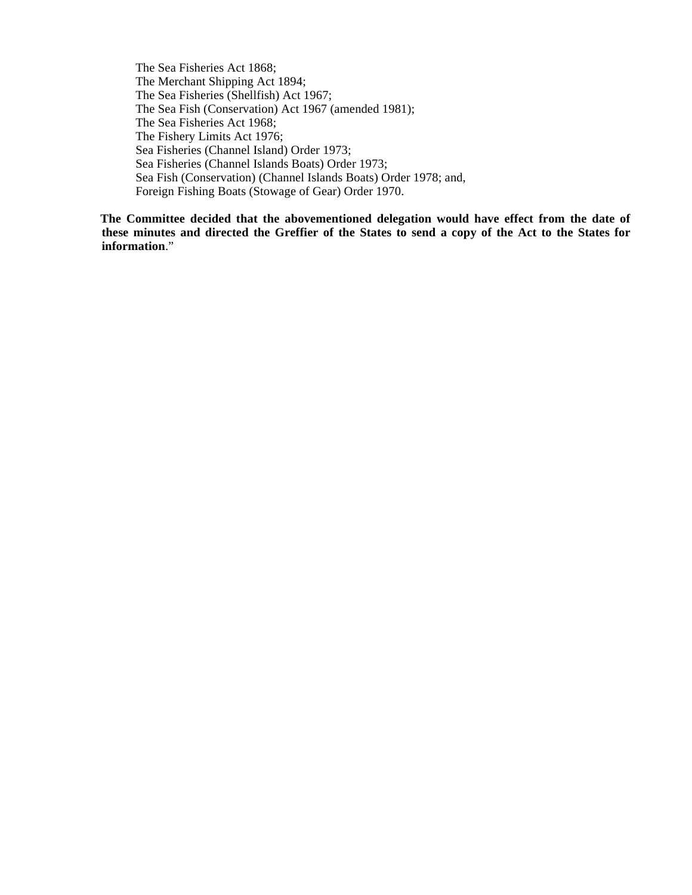The Sea Fisheries Act 1868;
The Merchant Shipping Act 1894;
The Sea Fisheries (Shellfish) Act 1967;
The Sea Fish (Conservation) Act 1967 (amended 1981);
The Sea Fisheries Act 1968;
The Fishery Limits Act 1976;
Sea Fisheries (Channel Island) Order 1973;
Sea Fisheries (Channel Islands Boats) Order 1973;
Sea Fish (Conservation) (Channel Islands Boats) Order 1978; and,
Foreign Fishing Boats (Stowage of Gear) Order 1970.

**The Committee decided that the abovementioned delegation would have effect from the date of these minutes and directed the Greffier of the States to send a copy of the Act to the States for information**."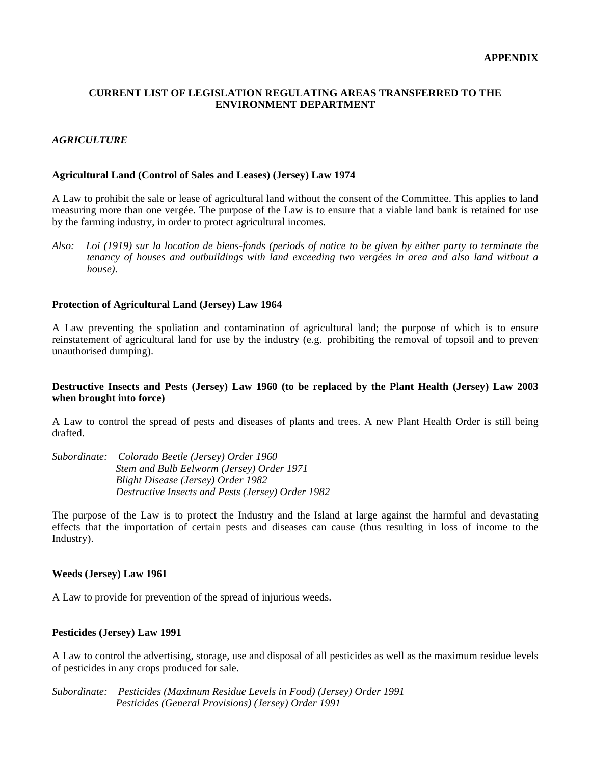**APPENDIX**

**CURRENT LIST OF LEGISLATION REGULATING AREAS TRANSFERRED TO THE ENVIRONMENT DEPARTMENT**

*AGRICULTURE*

**Agricultural Land (Control of Sales and Leases) (Jersey) Law 1974**

A Law to prohibit the sale or lease of agricultural land without the consent of the Committee. This applies to land measuring more than one vergée. The purpose of the Law is to ensure that a viable land bank is retained for use by the farming industry, in order to protect agricultural incomes.

*Also: Loi (1919) sur la location de biens-fonds (periods of notice to be given by either party to terminate the tenancy of houses and outbuildings with land exceeding two vergées in area and also land without a house).*

**Protection of Agricultural Land (Jersey) Law 1964**

A Law preventing the spoliation and contamination of agricultural land; the purpose of which is to ensure reinstatement of agricultural land for use by the industry (e.g. prohibiting the removal of topsoil and to prevent unauthorised dumping).

**Destructive Insects and Pests (Jersey) Law 1960 (to be replaced by the Plant Health (Jersey) Law 2003 when brought into force)**

A Law to control the spread of pests and diseases of plants and trees. A new Plant Health Order is still being drafted.

*Subordinate: Colorado Beetle (Jersey) Order 1960*
*Stem and Bulb Eelworm (Jersey) Order 1971*
*Blight Disease (Jersey) Order 1982*
*Destructive Insects and Pests (Jersey) Order 1982*

The purpose of the Law is to protect the Industry and the Island at large against the harmful and devastating effects that the importation of certain pests and diseases can cause (thus resulting in loss of income to the Industry).

**Weeds (Jersey) Law 1961**

A Law to provide for prevention of the spread of injurious weeds.

**Pesticides (Jersey) Law 1991**

A Law to control the advertising, storage, use and disposal of all pesticides as well as the maximum residue levels of pesticides in any crops produced for sale.

*Subordinate: Pesticides (Maximum Residue Levels in Food) (Jersey) Order 1991*
*Pesticides (General Provisions) (Jersey) Order 1991*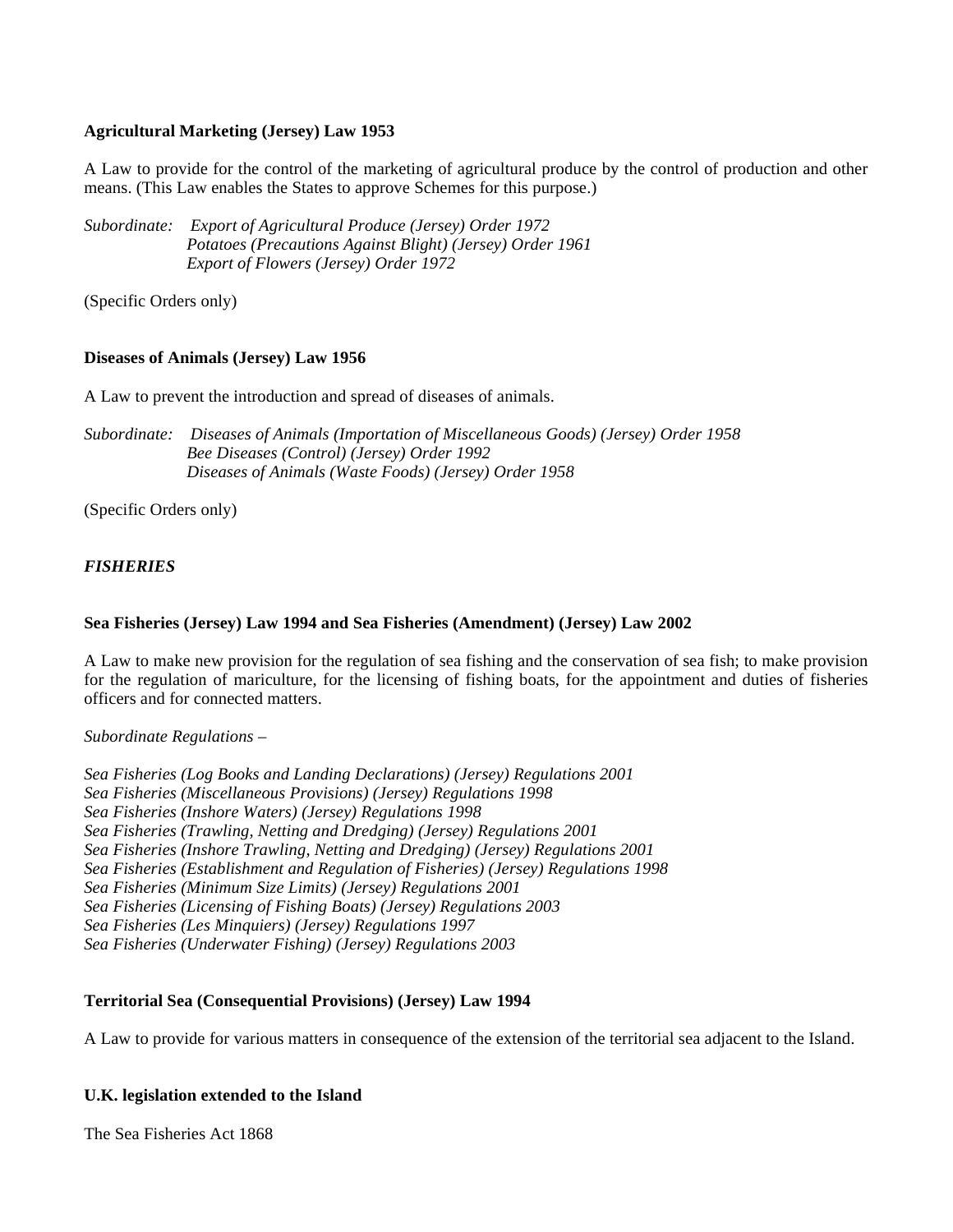**Agricultural Marketing (Jersey) Law 1953**

A Law to provide for the control of the marketing of agricultural produce by the control of production and other means. (This Law enables the States to approve Schemes for this purpose.)

*Subordinate: Export of Agricultural Produce (Jersey) Order 1972*
*Potatoes (Precautions Against Blight) (Jersey) Order 1961*
*Export of Flowers (Jersey) Order 1972*

(Specific Orders only)

**Diseases of Animals (Jersey) Law 1956**

A Law to prevent the introduction and spread of diseases of animals.

*Subordinate: Diseases of Animals (Importation of Miscellaneous Goods) (Jersey) Order 1958*
*Bee Diseases (Control) (Jersey) Order 1992*
*Diseases of Animals (Waste Foods) (Jersey) Order 1958*

(Specific Orders only)

***FISHERIES***

**Sea Fisheries (Jersey) Law 1994 and Sea Fisheries (Amendment) (Jersey) Law 2002**

A Law to make new provision for the regulation of sea fishing and the conservation of sea fish; to make provision for the regulation of mariculture, for the licensing of fishing boats, for the appointment and duties of fisheries officers and for connected matters.

*Subordinate Regulations –*

*Sea Fisheries (Log Books and Landing Declarations) (Jersey) Regulations 2001*
*Sea Fisheries (Miscellaneous Provisions) (Jersey) Regulations 1998*
*Sea Fisheries (Inshore Waters) (Jersey) Regulations 1998*
*Sea Fisheries (Trawling, Netting and Dredging) (Jersey) Regulations 2001*
*Sea Fisheries (Inshore Trawling, Netting and Dredging) (Jersey) Regulations 2001*
*Sea Fisheries (Establishment and Regulation of Fisheries) (Jersey) Regulations 1998*
*Sea Fisheries (Minimum Size Limits) (Jersey) Regulations 2001*
*Sea Fisheries (Licensing of Fishing Boats) (Jersey) Regulations 2003*
*Sea Fisheries (Les Minquiers) (Jersey) Regulations 1997*
*Sea Fisheries (Underwater Fishing) (Jersey) Regulations 2003*

**Territorial Sea (Consequential Provisions) (Jersey) Law 1994**

A Law to provide for various matters in consequence of the extension of the territorial sea adjacent to the Island.

**U.K. legislation extended to the Island**

The Sea Fisheries Act 1868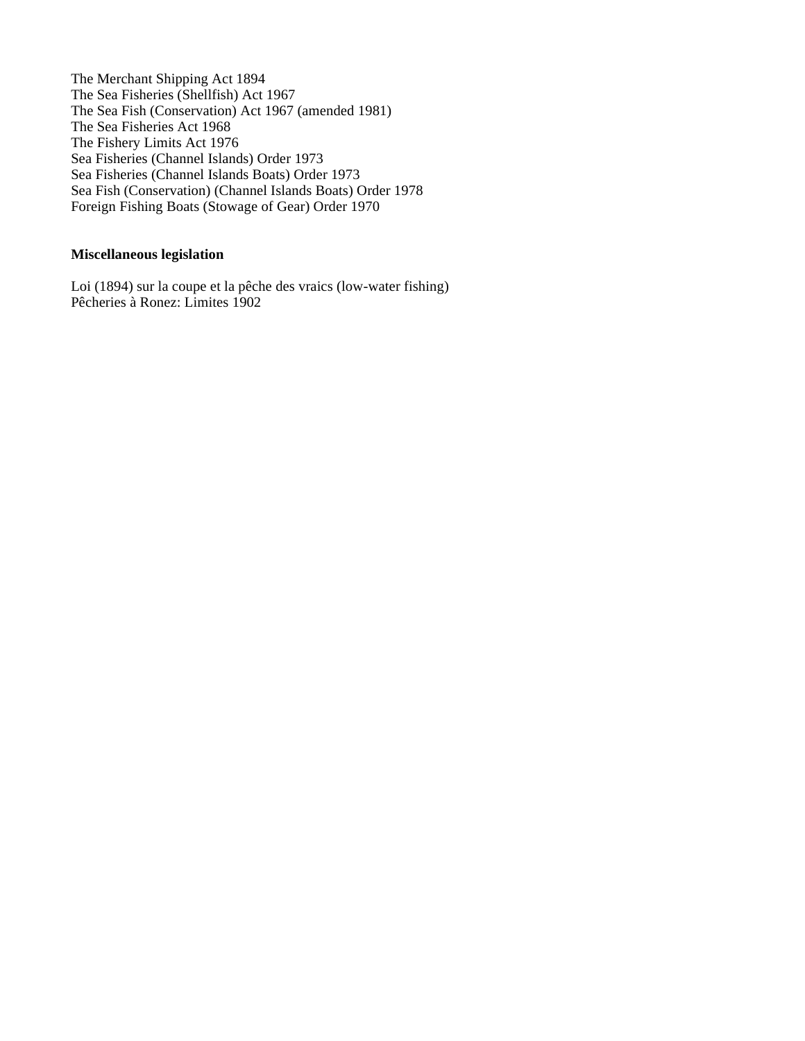The Merchant Shipping Act 1894
The Sea Fisheries (Shellfish) Act 1967
The Sea Fish (Conservation) Act 1967 (amended 1981)
The Sea Fisheries Act 1968
The Fishery Limits Act 1976
Sea Fisheries (Channel Islands) Order 1973
Sea Fisheries (Channel Islands Boats) Order 1973
Sea Fish (Conservation) (Channel Islands Boats) Order 1978
Foreign Fishing Boats (Stowage of Gear) Order 1970

**Miscellaneous legislation**

Loi (1894) sur la coupe et la pêche des vraics (low-water fishing)
Pêcheries à Ronez: Limites 1902